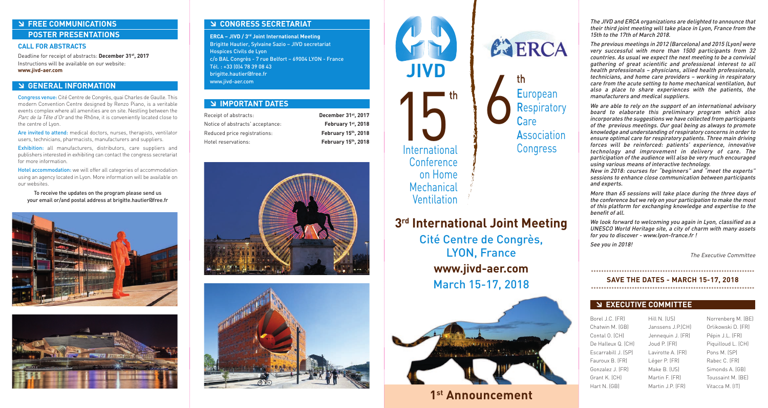## FREE COMMUNICATIONS

## POSTER PRESENTATIONS

### CALL FOR ABSTRACTS

Deadline for receipt of abstracts: **December 31st, 2017**
Instructions will be available on our website:
**www.jivd-aer.com**

## GENERAL INFORMATION

Congress venue: Cité Centre de Congrès, quai Charles de Gaulle. This modern Convention Centre designed by Renzo Piano, is a veritable events complex where all amenities are on site. Nestling between the *Parc de la Tête d'Or* and the Rhône, it is conveniently located close to the centre of Lyon.

Are invited to attend: medical doctors, nurses, therapists, ventilator users, technicians, pharmacists, manufacturers and suppliers.

Exhibition: all manufacturers, distributors, care suppliers and publishers interested in exhibiting can contact the congress secretariat for more information.

Hotel accommodation: we will offer all categories of accommodation using an agency located in Lyon. More information will be available on our websites.

To receive the updates on the program please send us your email or/and postal address at brigitte.hautier@free.fr

## CONGRESS SECRETARIAT

**ERCA – JIVD / 3rd Joint International Meeting**
Brigitte Hautier, Sylvaine Sazio – JIVD secretariat
Hospices Civils de Lyon
c/o BAL Congrès - 7 rue Belfort – 69004 LYON - France
Tél. : +33 (0)4 78 39 08 43
brigitte.hautier@free.fr
www.jivd-aer.com

## IMPORTANT DATES

| | |
|---|---|
| Receipt of abstracts: | **December 31st, 2017** |
| Notice of abstracts' acceptance: | **February 1st, 2018** |
| Reduced price registrations: | **February 15th, 2018** |
| Hotel reservations: | **February 15th, 2018** |

# JIVD

# 15th International Conference on Home Mechanical Ventilation

# ERCA

# 6th European Respiratory Care Association Congress

## 3rd International Joint Meeting

Cité Centre de Congrès,
LYON, France
**www.jivd-aer.com**
March 15-17, 2018

## 1st Announcement

*The JIVD and ERCA organizations are delighted to announce that their third joint meeting will take place in Lyon, France from the 15th to the 17th of March 2018.*

*The previous meetings in 2012 (Barcelona) and 2015 (Lyon) were very successful with more than 1500 participants from 32 countries. As usual we expect the next meeting to be a convivial gathering of great scientific and professional interest to all health professionals – physicians, allied health professionals, technicians, and home care providers – working in respiratory care from the acute setting to home mechanical ventilation, but also a place to share experiences with the patients, the manufacturers and medical suppliers.*

*We are able to rely on the support of an international advisory board to elaborate this preliminary program which also incorporates the suggestions we have collected from participants of the previous meetings. Our goal being as always to promote knowledge and understanding of respiratory concerns in order to ensure optimal care for respiratory patients. Three main driving forces will be reinforced: patients' experience, innovative technology and improvement in delivery of care. The participation of the audience will also be very much encouraged using various means of interactive technology.*
*New in 2018: courses for "beginners" and "meet the experts" sessions to enhance close communication between participants and experts.*

*More than 65 sessions will take place during the three days of the conference but we rely on your participation to make the most of this platform for exchanging knowledge and expertise to the benefit of all.*

*We look forward to welcoming you again in Lyon, classified as a UNESCO World Heritage site, a city of charm with many assets for you to discover - www.lyon-france.fr !*

*See you in 2018!*

*The Executive Committee*

**SAVE THE DATES - MARCH 15-17, 2018**

## EXECUTIVE COMMITTEE

| | | |
|---|---|---|
| Borel J.C. (FR) | Hill N. (US) | Norrenberg M. (BE) |
| Chatwin M. (GB) | Janssens J.P.(CH) | Orlikowski D. (FR) |
| Contal O. (CH) | Jennequin J. (FR) | Pépin J.L. (FR) |
| De Halleux Q. (CH) | Joud P. (FR) | Piquilloud L. (CH) |
| Escarrabill J. (SP) | Lavirotte A. (FR) | Pons M. (SP) |
| Fauroux B. (FR) | Léger P. (FR) | Rabec C. (FR) |
| Gonzalez J. (FR) | Make B. (US) | Simonds A. (GB) |
| Grant K. (CH) | Martin F. (FR) | Toussaint M. (BE) |
| Hart N. (GB) | Martin J.P. (FR) | Vitacca M. (IT) |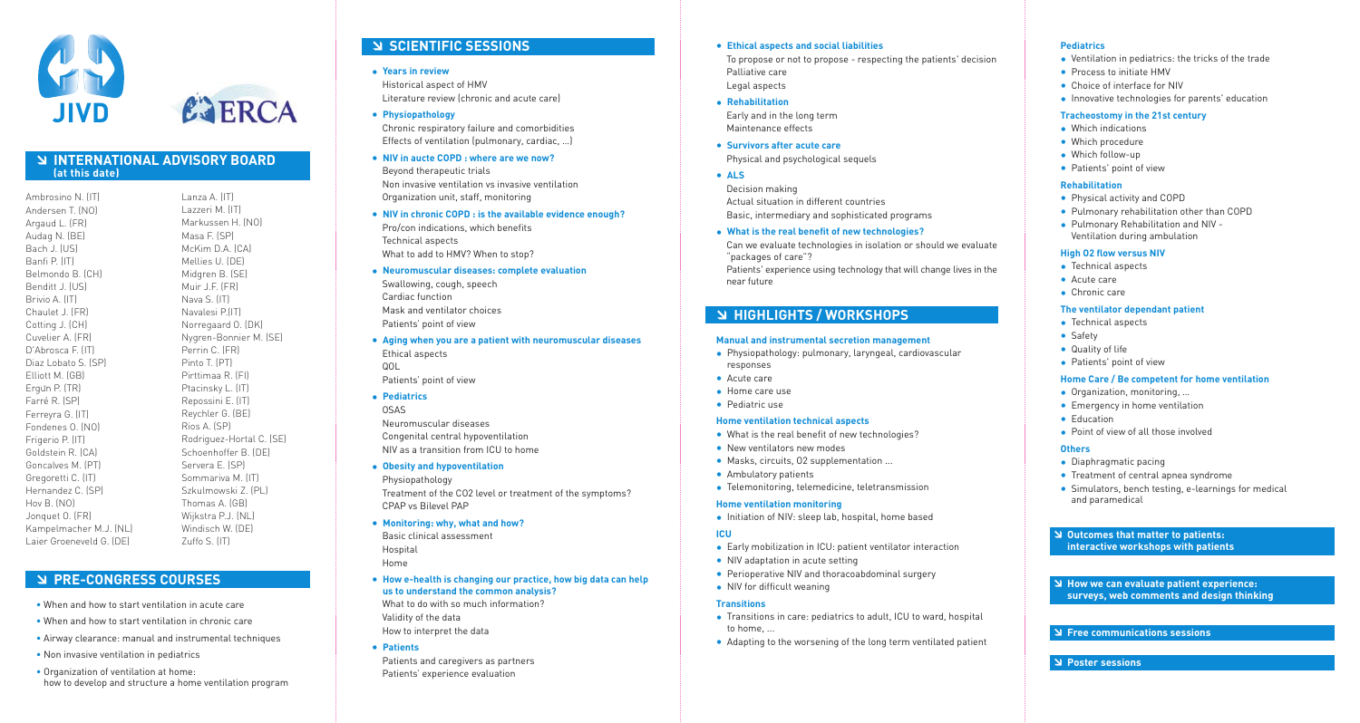JIVD

ERCA

## INTERNATIONAL ADVISORY BOARD (at this date)

Ambrosino N. (IT)
Andersen T. (NO)
Argaud L. (FR)
Audag N. (BE)
Bach J. (US)
Banfi P. (IT)
Belmondo B. (CH)
Benditt J. (US)
Brivio A. (IT)
Chaulet J. (FR)
Cotting J. (CH)
Cuvelier A. (FR)
D'Abrosca F. (IT)
Diaz Lobato S. (SP)
Elliott M. (GB)
Ergün P. (TR)
Farré R. (SP)
Ferreyra G. (IT)
Fondenes O. (NO)
Frigerio P. (IT)
Goldstein R. (CA)
Goncalves M. (PT)
Gregoretti C. (IT)
Hernandez C. (SP)
Hov B. (NO)
Jonquet O. (FR)
Kampelmacher M.J. (NL)
Laier Groeneveld G. (DE)
Lanza A. (IT)
Lazzeri M. (IT)
Markussen H. (NO)
Masa F. (SP)
McKim D.A. (CA)
Mellies U. (DE)
Midgren B. (SE)
Muir J.F. (FR)
Nava S. (IT)
Navalesi P.(IT)
Norregaard O. (DK)
Nygren-Bonnier M. (SE)
Perrin C. (FR)
Pinto T. (PT)
Pirttimaa R. (FI)
Ptacinsky L. (IT)
Repossini E. (IT)
Reychler G. (BE)
Rios A. (SP)
Rodriguez-Hortal C. (SE)
Schoenhoffer B. (DE)
Servera E. (SP)
Sommariva M. (IT)
Szkulmowski Z. (PL)
Thomas A. (GB)
Wijkstra P.J. (NL)
Windisch W. (DE)
Zuffo S. (IT)

## PRE-CONGRESS COURSES

- When and how to start ventilation in acute care
- When and how to start ventilation in chronic care
- Airway clearance: manual and instrumental techniques
- Non invasive ventilation in pediatrics
- Organization of ventilation at home: how to develop and structure a home ventilation program

## SCIENTIFIC SESSIONS

- **Years in review**
  Historical aspect of HMV
  Literature review (chronic and acute care)
- **Physiopathology**
  Chronic respiratory failure and comorbidities
  Effects of ventilation (pulmonary, cardiac, ...)
- **NIV in aucte COPD : where are we now?**
  Beyond therapeutic trials
  Non invasive ventilation vs invasive ventilation
  Organization unit, staff, monitoring
- **NIV in chronic COPD : is the available evidence enough?**
  Pro/con indications, which benefits
  Technical aspects
  What to add to HMV? When to stop?
- **Neuromuscular diseases: complete evaluation**
  Swallowing, cough, speech
  Cardiac function
  Mask and ventilator choices
  Patients' point of view
- **Aging when you are a patient with neuromuscular diseases**
  Ethical aspects
  QOL
  Patients' point of view
- **Pediatrics**
  OSAS
  Neuromuscular diseases
  Congenital central hypoventilation
  NIV as a transition from ICU to home
- **Obesity and hypoventilation**
  Physiopathology
  Treatment of the CO2 level or treatment of the symptoms?
  CPAP vs Bilevel PAP
- **Monitoring: why, what and how?**
  Basic clinical assessment
  Hospital
  Home
- **How e-health is changing our practice, how big data can help us to understand the common analysis?**
  What to do with so much information?
  Validity of the data
  How to interpret the data
- **Patients**
  Patients and caregivers as partners
  Patients' experience evaluation
- **Ethical aspects and social liabilities**
  To propose or not to propose - respecting the patients' decision
  Palliative care
  Legal aspects
- **Rehabilitation**
  Early and in the long term
  Maintenance effects
- **Survivors after acute care**
  Physical and psychological sequels
- **ALS**
  Decision making
  Actual situation in different countries
  Basic, intermediary and sophisticated programs
- **What is the real benefit of new technologies?**
  Can we evaluate technologies in isolation or should we evaluate "packages of care"?
  Patients' experience using technology that will change lives in the near future

## HIGHLIGHTS / WORKSHOPS

### Manual and instrumental secretion management
- Physiopathology: pulmonary, laryngeal, cardiovascular responses
- Acute care
- Home care use
- Pediatric use

### Home ventilation technical aspects
- What is the real benefit of new technologies?
- New ventilators new modes
- Masks, circuits, O2 supplementation ...
- Ambulatory patients
- Telemonitoring, telemedicine, teletransmission

### Home ventilation monitoring
- Initiation of NIV: sleep lab, hospital, home based

### ICU
- Early mobilization in ICU: patient ventilator interaction
- NIV adaptation in acute setting
- Perioperative NIV and thoracoabdominal surgery
- NIV for difficult weaning

### Transitions
- Transitions in care: pediatrics to adult, ICU to ward, hospital to home, ...
- Adapting to the worsening of the long term ventilated patient

### Pediatrics
- Ventilation in pediatrics: the tricks of the trade
- Process to initiate HMV
- Choice of interface for NIV
- Innovative technologies for parents' education

### Tracheostomy in the 21st century
- Which indications
- Which procedure
- Which follow-up
- Patients' point of view

### Rehabilitation
- Physical activity and COPD
- Pulmonary rehabilitation other than COPD
- Pulmonary Rehabilitation and NIV - Ventilation during ambulation

### High O2 flow versus NIV
- Technical aspects
- Acute care
- Chronic care

### The ventilator dependant patient
- Technical aspects
- Safety
- Quality of life
- Patients' point of view

### Home Care / Be competent for home ventilation
- Organization, monitoring, ...
- Emergency in home ventilation
- Education
- Point of view of all those involved

### Others
- Diaphragmatic pacing
- Treatment of central apnea syndrome
- Simulators, bench testing, e-learnings for medical and paramedical

## Outcomes that matter to patients: interactive workshops with patients

## How we can evaluate patient experience: surveys, web comments and design thinking

## Free communications sessions

## Poster sessions